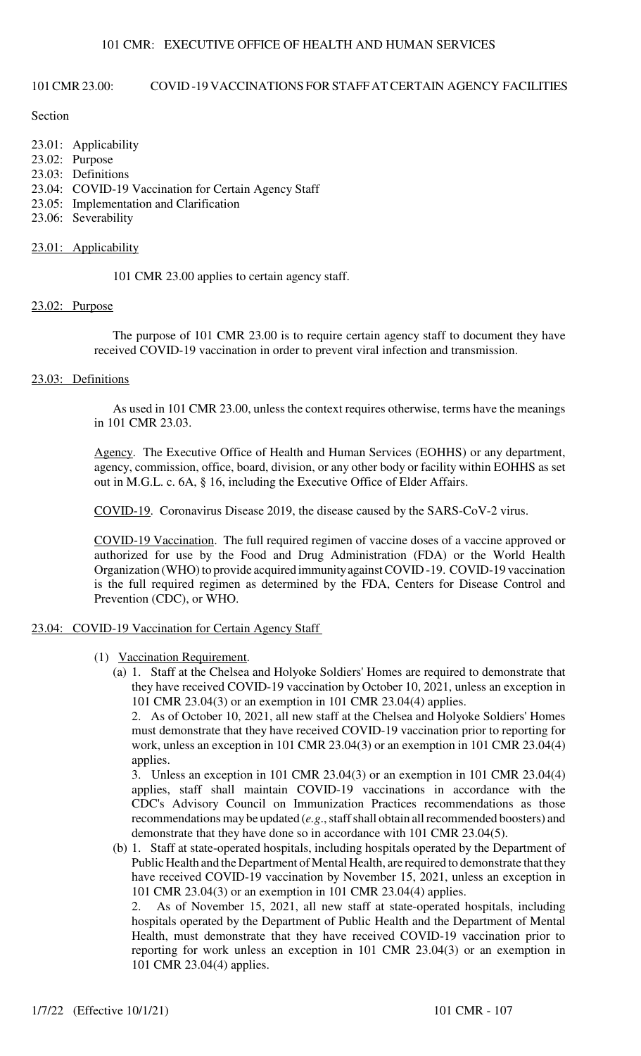# 101 CMR 23.00: COVID-19 VACCINATIONS FOR STAFF AT CERTAIN AGENCY FACILITIES

Section

23.01: Applicability
23.02: Purpose
23.03: Definitions
23.04: COVID-19 Vaccination for Certain Agency Staff
23.05: Implementation and Clarification
23.06: Severability

## 23.01: Applicability

101 CMR 23.00 applies to certain agency staff.

## 23.02: Purpose

The purpose of 101 CMR 23.00 is to require certain agency staff to document they have received COVID-19 vaccination in order to prevent viral infection and transmission.

## 23.03: Definitions

As used in 101 CMR 23.00, unless the context requires otherwise, terms have the meanings in 101 CMR 23.03.

Agency. The Executive Office of Health and Human Services (EOHHS) or any department, agency, commission, office, board, division, or any other body or facility within EOHHS as set out in M.G.L. c. 6A, § 16, including the Executive Office of Elder Affairs.

COVID-19. Coronavirus Disease 2019, the disease caused by the SARS-CoV-2 virus.

COVID-19 Vaccination. The full required regimen of vaccine doses of a vaccine approved or authorized for use by the Food and Drug Administration (FDA) or the World Health Organization (WHO) to provide acquired immunity against COVID-19. COVID-19 vaccination is the full required regimen as determined by the FDA, Centers for Disease Control and Prevention (CDC), or WHO.

## 23.04: COVID-19 Vaccination for Certain Agency Staff

(1) Vaccination Requirement.

(a) 1. Staff at the Chelsea and Holyoke Soldiers' Homes are required to demonstrate that they have received COVID-19 vaccination by October 10, 2021, unless an exception in 101 CMR 23.04(3) or an exemption in 101 CMR 23.04(4) applies.

2. As of October 10, 2021, all new staff at the Chelsea and Holyoke Soldiers' Homes must demonstrate that they have received COVID-19 vaccination prior to reporting for work, unless an exception in 101 CMR 23.04(3) or an exemption in 101 CMR 23.04(4) applies.

3. Unless an exception in 101 CMR 23.04(3) or an exemption in 101 CMR 23.04(4) applies, staff shall maintain COVID-19 vaccinations in accordance with the CDC's Advisory Council on Immunization Practices recommendations as those recommendations may be updated (*e.g.*, staff shall obtain all recommended boosters) and demonstrate that they have done so in accordance with 101 CMR 23.04(5).

(b) 1. Staff at state-operated hospitals, including hospitals operated by the Department of Public Health and the Department of Mental Health, are required to demonstrate that they have received COVID-19 vaccination by November 15, 2021, unless an exception in 101 CMR 23.04(3) or an exemption in 101 CMR 23.04(4) applies.

2. As of November 15, 2021, all new staff at state-operated hospitals, including hospitals operated by the Department of Public Health and the Department of Mental Health, must demonstrate that they have received COVID-19 vaccination prior to reporting for work unless an exception in 101 CMR 23.04(3) or an exemption in 101 CMR 23.04(4) applies.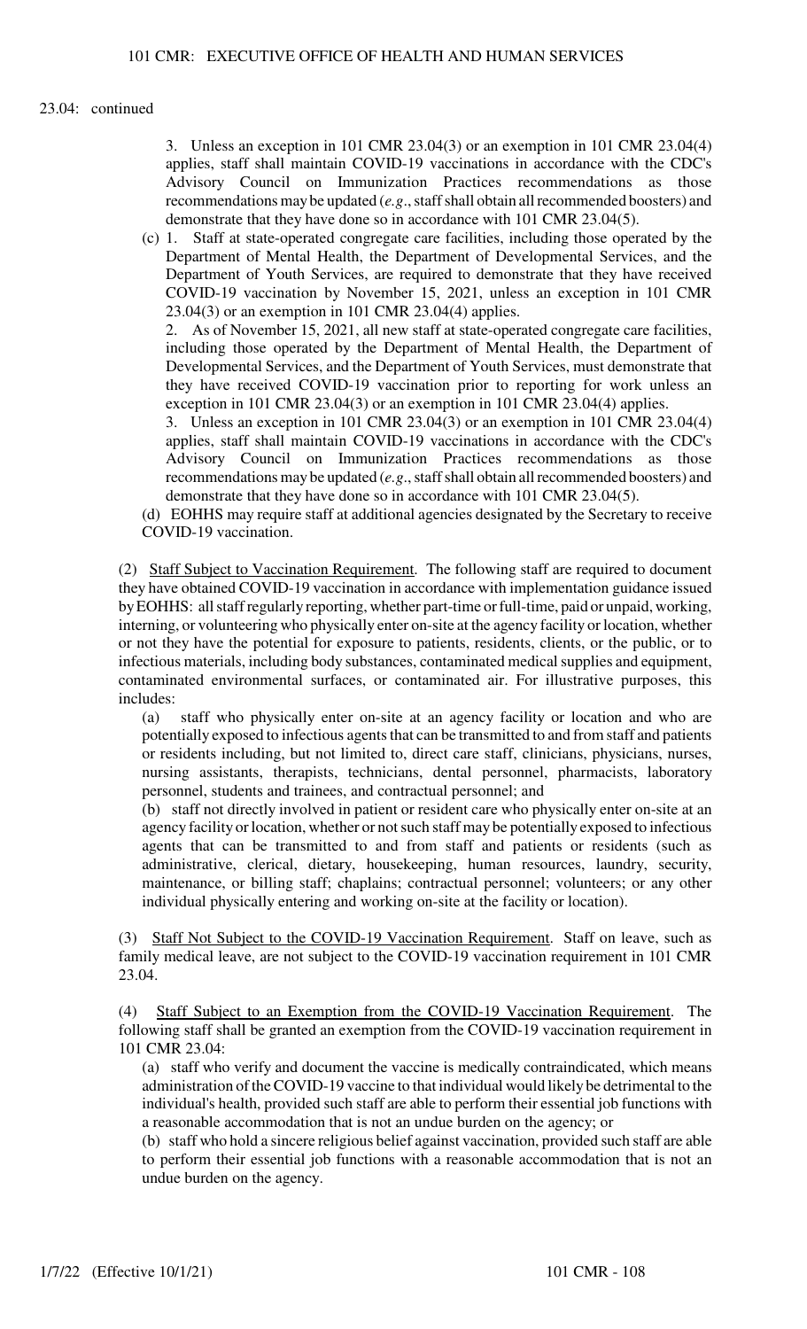23.04: continued

3. Unless an exception in 101 CMR 23.04(3) or an exemption in 101 CMR 23.04(4) applies, staff shall maintain COVID-19 vaccinations in accordance with the CDC's Advisory Council on Immunization Practices recommendations as those recommendations may be updated (*e.g*., staff shall obtain all recommended boosters) and demonstrate that they have done so in accordance with 101 CMR 23.04(5).

(c) 1. Staff at state-operated congregate care facilities, including those operated by the Department of Mental Health, the Department of Developmental Services, and the Department of Youth Services, are required to demonstrate that they have received COVID-19 vaccination by November 15, 2021, unless an exception in 101 CMR 23.04(3) or an exemption in 101 CMR 23.04(4) applies.

2. As of November 15, 2021, all new staff at state-operated congregate care facilities, including those operated by the Department of Mental Health, the Department of Developmental Services, and the Department of Youth Services, must demonstrate that they have received COVID-19 vaccination prior to reporting for work unless an exception in 101 CMR 23.04(3) or an exemption in 101 CMR 23.04(4) applies.

3. Unless an exception in 101 CMR 23.04(3) or an exemption in 101 CMR 23.04(4) applies, staff shall maintain COVID-19 vaccinations in accordance with the CDC's Advisory Council on Immunization Practices recommendations as those recommendations may be updated (*e.g*., staff shall obtain all recommended boosters) and demonstrate that they have done so in accordance with 101 CMR 23.04(5).

(d) EOHHS may require staff at additional agencies designated by the Secretary to receive COVID-19 vaccination.

(2) Staff Subject to Vaccination Requirement. The following staff are required to document they have obtained COVID-19 vaccination in accordance with implementation guidance issued by EOHHS: all staff regularly reporting, whether part-time or full-time, paid or unpaid, working, interning, or volunteering who physically enter on-site at the agency facility or location, whether or not they have the potential for exposure to patients, residents, clients, or the public, or to infectious materials, including body substances, contaminated medical supplies and equipment, contaminated environmental surfaces, or contaminated air. For illustrative purposes, this includes:

(a) staff who physically enter on-site at an agency facility or location and who are potentially exposed to infectious agents that can be transmitted to and from staff and patients or residents including, but not limited to, direct care staff, clinicians, physicians, nurses, nursing assistants, therapists, technicians, dental personnel, pharmacists, laboratory personnel, students and trainees, and contractual personnel; and

(b) staff not directly involved in patient or resident care who physically enter on-site at an agency facility or location, whether or not such staff may be potentially exposed to infectious agents that can be transmitted to and from staff and patients or residents (such as administrative, clerical, dietary, housekeeping, human resources, laundry, security, maintenance, or billing staff; chaplains; contractual personnel; volunteers; or any other individual physically entering and working on-site at the facility or location).

(3) Staff Not Subject to the COVID-19 Vaccination Requirement. Staff on leave, such as family medical leave, are not subject to the COVID-19 vaccination requirement in 101 CMR 23.04.

(4) Staff Subject to an Exemption from the COVID-19 Vaccination Requirement. The following staff shall be granted an exemption from the COVID-19 vaccination requirement in 101 CMR 23.04:

(a) staff who verify and document the vaccine is medically contraindicated, which means administration of the COVID-19 vaccine to that individual would likely be detrimental to the individual's health, provided such staff are able to perform their essential job functions with a reasonable accommodation that is not an undue burden on the agency; or

(b) staff who hold a sincere religious belief against vaccination, provided such staff are able to perform their essential job functions with a reasonable accommodation that is not an undue burden on the agency.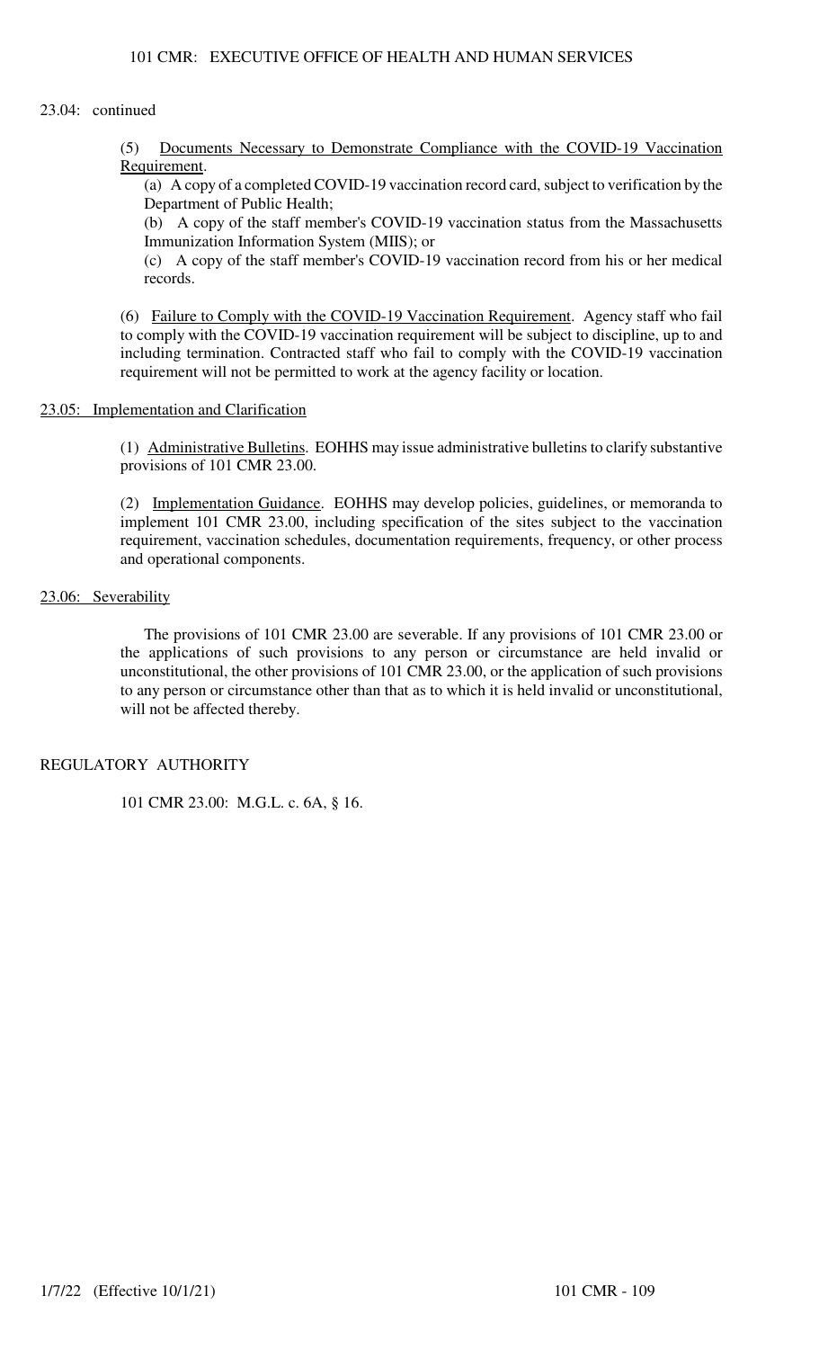23.04: continued

(5) Documents Necessary to Demonstrate Compliance with the COVID-19 Vaccination Requirement.

(a) A copy of a completed COVID-19 vaccination record card, subject to verification by the Department of Public Health;

(b) A copy of the staff member's COVID-19 vaccination status from the Massachusetts Immunization Information System (MIIS); or

(c) A copy of the staff member's COVID-19 vaccination record from his or her medical records.

(6) Failure to Comply with the COVID-19 Vaccination Requirement. Agency staff who fail to comply with the COVID-19 vaccination requirement will be subject to discipline, up to and including termination. Contracted staff who fail to comply with the COVID-19 vaccination requirement will not be permitted to work at the agency facility or location.

## 23.05: Implementation and Clarification

(1) Administrative Bulletins. EOHHS may issue administrative bulletins to clarify substantive provisions of 101 CMR 23.00.

(2) Implementation Guidance. EOHHS may develop policies, guidelines, or memoranda to implement 101 CMR 23.00, including specification of the sites subject to the vaccination requirement, vaccination schedules, documentation requirements, frequency, or other process and operational components.

## 23.06: Severability

The provisions of 101 CMR 23.00 are severable. If any provisions of 101 CMR 23.00 or the applications of such provisions to any person or circumstance are held invalid or unconstitutional, the other provisions of 101 CMR 23.00, or the application of such provisions to any person or circumstance other than that as to which it is held invalid or unconstitutional, will not be affected thereby.

## REGULATORY AUTHORITY

101 CMR 23.00: M.G.L. c. 6A, § 16.